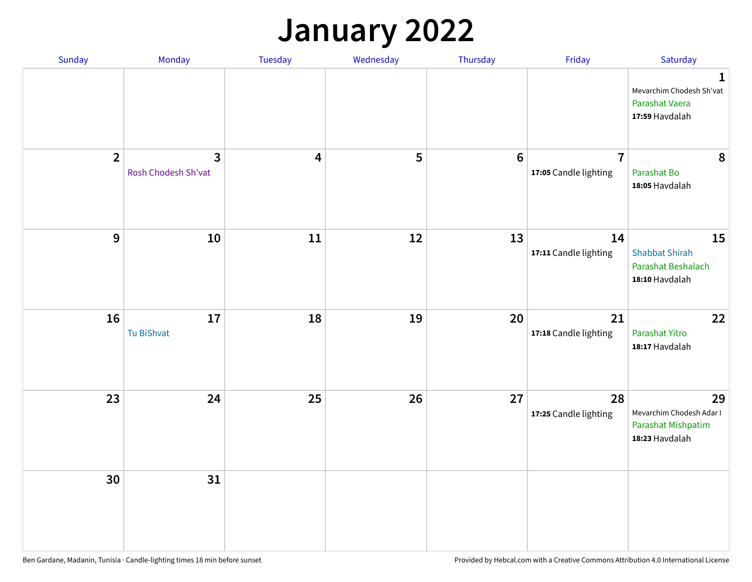# January 2022

| Sunday | Monday | Tuesday | Wednesday | Thursday | Friday | Saturday |
|---|---|---|---|---|---|---|
| | | | | | | **1** Mevarchim Chodesh Sh'vat Parashat Vaera **17:59** Havdalah |
| **2** | **3** Rosh Chodesh Sh'vat | **4** | **5** | **6** | **7** **17:05** Candle lighting | **8** Parashat Bo **18:05** Havdalah |
| **9** | **10** | **11** | **12** | **13** | **14** **17:11** Candle lighting | **15** Shabbat Shirah Parashat Beshalach **18:10** Havdalah |
| **16** | **17** Tu BiShvat | **18** | **19** | **20** | **21** **17:18** Candle lighting | **22** Parashat Yitro **18:17** Havdalah |
| **23** | **24** | **25** | **26** | **27** | **28** **17:25** Candle lighting | **29** Mevarchim Chodesh Adar I Parashat Mishpatim **18:23** Havdalah |
| **30** | **31** | | | | | |

Ben Gardane, Madanin, Tunisia · Candle-lighting times 18 min before sunset

Provided by Hebcal.com with a Creative Commons Attribution 4.0 International License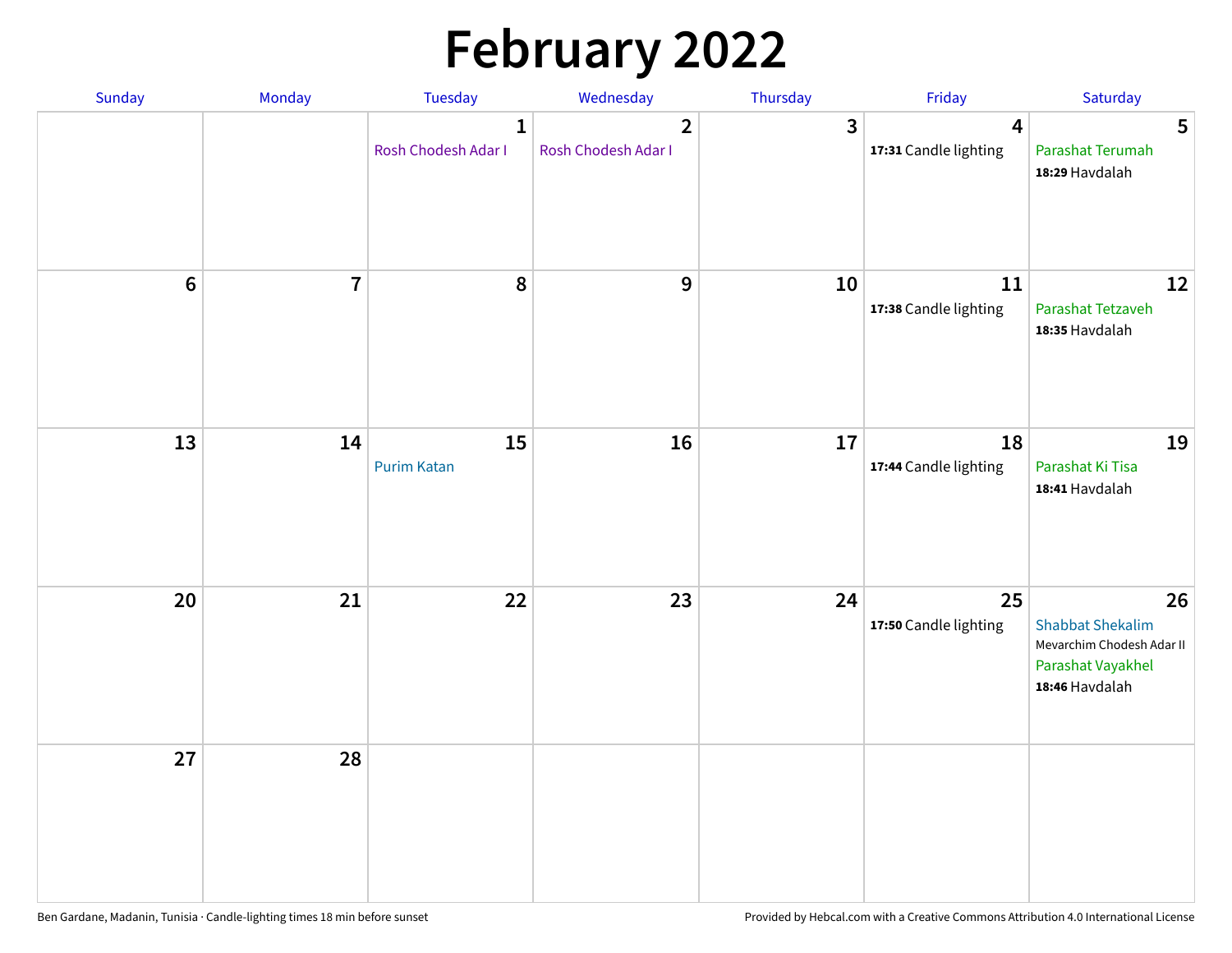# February 2022

| Sunday | Monday | Tuesday | Wednesday | Thursday | Friday | Saturday |
|---|---|---|---|---|---|---|
| | | 1 Rosh Chodesh Adar I | 2 Rosh Chodesh Adar I | 3 | 4 **17:31** Candle lighting | 5 Parashat Terumah **18:29** Havdalah |
| 6 | 7 | 8 | 9 | 10 | 11 **17:38** Candle lighting | 12 Parashat Tetzaveh **18:35** Havdalah |
| 13 | 14 | 15 Purim Katan | 16 | 17 | 18 **17:44** Candle lighting | 19 Parashat Ki Tisa **18:41** Havdalah |
| 20 | 21 | 22 | 23 | 24 | 25 **17:50** Candle lighting | 26 Shabbat Shekalim Mevarchim Chodesh Adar II Parashat Vayakhel **18:46** Havdalah |
| 27 | 28 | | | | | |

Ben Gardane, Madanin, Tunisia · Candle-lighting times 18 min before sunset

Provided by Hebcal.com with a Creative Commons Attribution 4.0 International License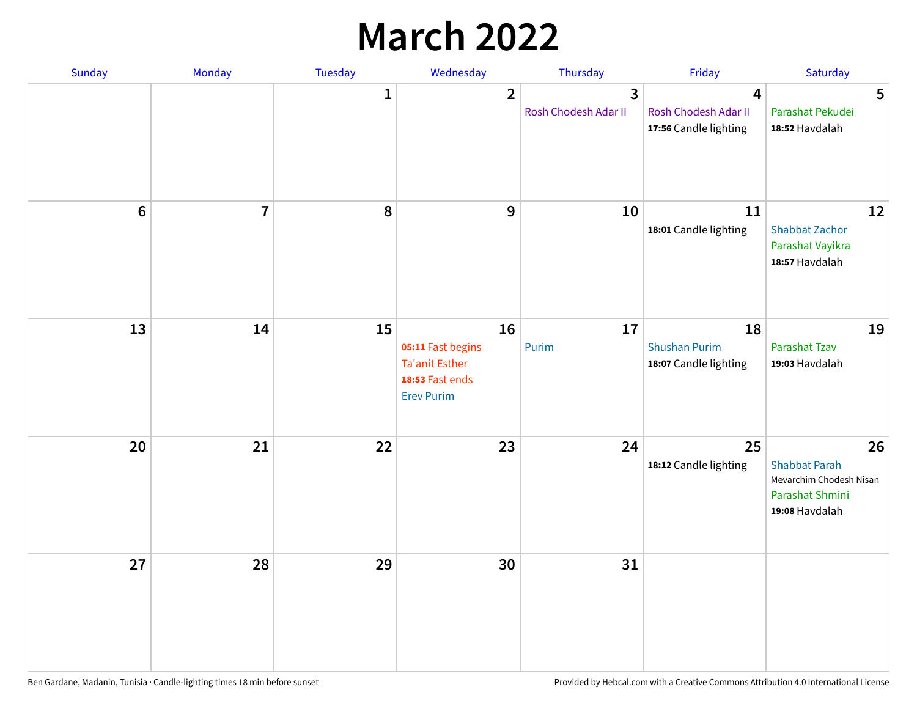# March 2022

| Sunday | Monday | Tuesday | Wednesday | Thursday | Friday | Saturday |
|---|---|---|---|---|---|---|
| | | 1 | 2 | 3<br>Rosh Chodesh Adar II | 4<br>Rosh Chodesh Adar II<br>**17:56** Candle lighting | 5<br>Parashat Pekudei<br>**18:52** Havdalah |
| 6 | 7 | 8 | 9 | 10 | 11<br>**18:01** Candle lighting | 12<br>Shabbat Zachor<br>Parashat Vayikra<br>**18:57** Havdalah |
| 13 | 14 | 15 | 16<br>**05:11** Fast begins<br>Ta'anit Esther<br>**18:53** Fast ends<br>Erev Purim | 17<br>Purim | 18<br>Shushan Purim<br>**18:07** Candle lighting | 19<br>Parashat Tzav<br>**19:03** Havdalah |
| 20 | 21 | 22 | 23 | 24 | 25<br>**18:12** Candle lighting | 26<br>Shabbat Parah<br>Mevarchim Chodesh Nisan<br>Parashat Shmini<br>**19:08** Havdalah |
| 27 | 28 | 29 | 30 | 31 | | |

Ben Gardane, Madanin, Tunisia · Candle-lighting times 18 min before sunset

Provided by Hebcal.com with a Creative Commons Attribution 4.0 International License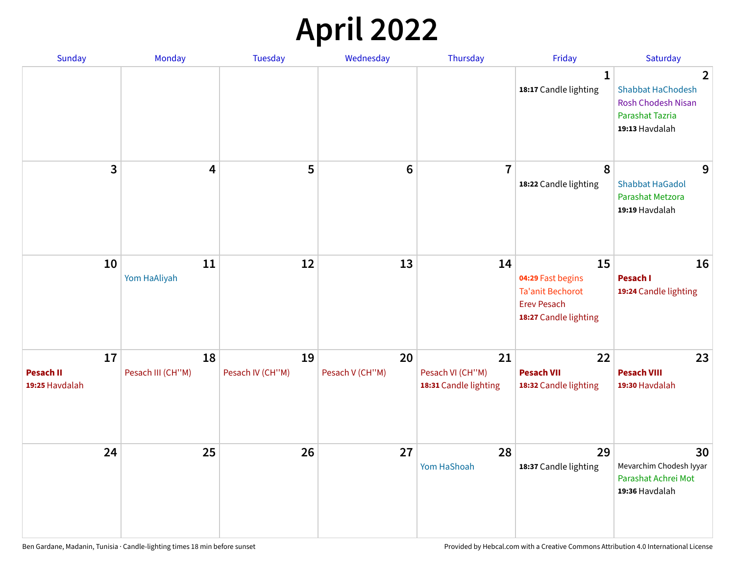# April 2022

| Sunday | Monday | Tuesday | Wednesday | Thursday | Friday | Saturday |
|---|---|---|---|---|---|---|
| | | | | | **1**<br>**18:17** Candle lighting | **2**<br>Shabbat HaChodesh<br>Rosh Chodesh Nisan<br>Parashat Tazria<br>**19:13** Havdalah |
| **3** | **4** | **5** | **6** | **7** | **8**<br>**18:22** Candle lighting | **9**<br>Shabbat HaGadol<br>Parashat Metzora<br>**19:19** Havdalah |
| **10** | **11**<br>Yom HaAliyah | **12** | **13** | **14** | **15**<br>**04:29** Fast begins<br>Ta'anit Bechorot<br>Erev Pesach<br>**18:27** Candle lighting | **16**<br>**Pesach I**<br>**19:24** Candle lighting |
| **17**<br>**Pesach II**<br>**19:25** Havdalah | **18**<br>Pesach III (CH''M) | **19**<br>Pesach IV (CH''M) | **20**<br>Pesach V (CH''M) | **21**<br>Pesach VI (CH''M)<br>**18:31** Candle lighting | **22**<br>**Pesach VII**<br>**18:32** Candle lighting | **23**<br>**Pesach VIII**<br>**19:30** Havdalah |
| **24** | **25** | **26** | **27** | **28**<br>Yom HaShoah | **29**<br>**18:37** Candle lighting | **30**<br>Mevarchim Chodesh Iyyar<br>Parashat Achrei Mot<br>**19:36** Havdalah |

Ben Gardane, Madanin, Tunisia · Candle-lighting times 18 min before sunset

Provided by Hebcal.com with a Creative Commons Attribution 4.0 International License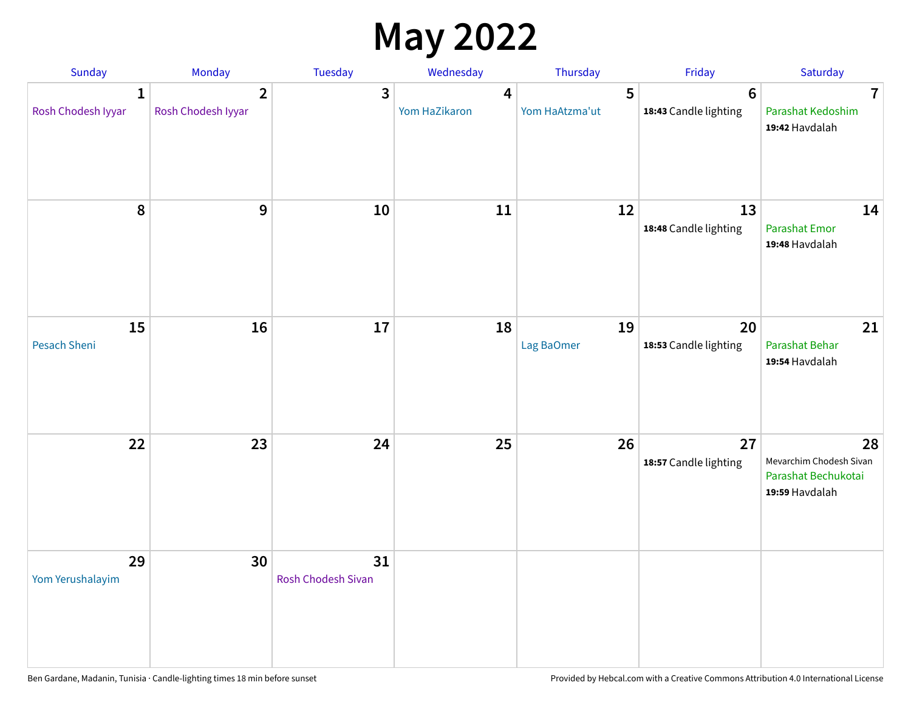# May 2022

| Sunday | Monday | Tuesday | Wednesday | Thursday | Friday | Saturday |
| --- | --- | --- | --- | --- | --- | --- |
| **1** Rosh Chodesh Iyyar | **2** Rosh Chodesh Iyyar | **3** | **4** Yom HaZikaron | **5** Yom HaAtzma'ut | **6** **18:43** Candle lighting | **7** Parashat Kedoshim **19:42** Havdalah |
| **8** | **9** | **10** | **11** | **12** | **13** **18:48** Candle lighting | **14** Parashat Emor **19:48** Havdalah |
| **15** Pesach Sheni | **16** | **17** | **18** | **19** Lag BaOmer | **20** **18:53** Candle lighting | **21** Parashat Behar **19:54** Havdalah |
| **22** | **23** | **24** | **25** | **26** | **27** **18:57** Candle lighting | **28** Mevarchim Chodesh Sivan Parashat Bechukotai **19:59** Havdalah |
| **29** Yom Yerushalayim | **30** | **31** Rosh Chodesh Sivan | | | | |

Ben Gardane, Madanin, Tunisia · Candle-lighting times 18 min before sunset

Provided by Hebcal.com with a Creative Commons Attribution 4.0 International License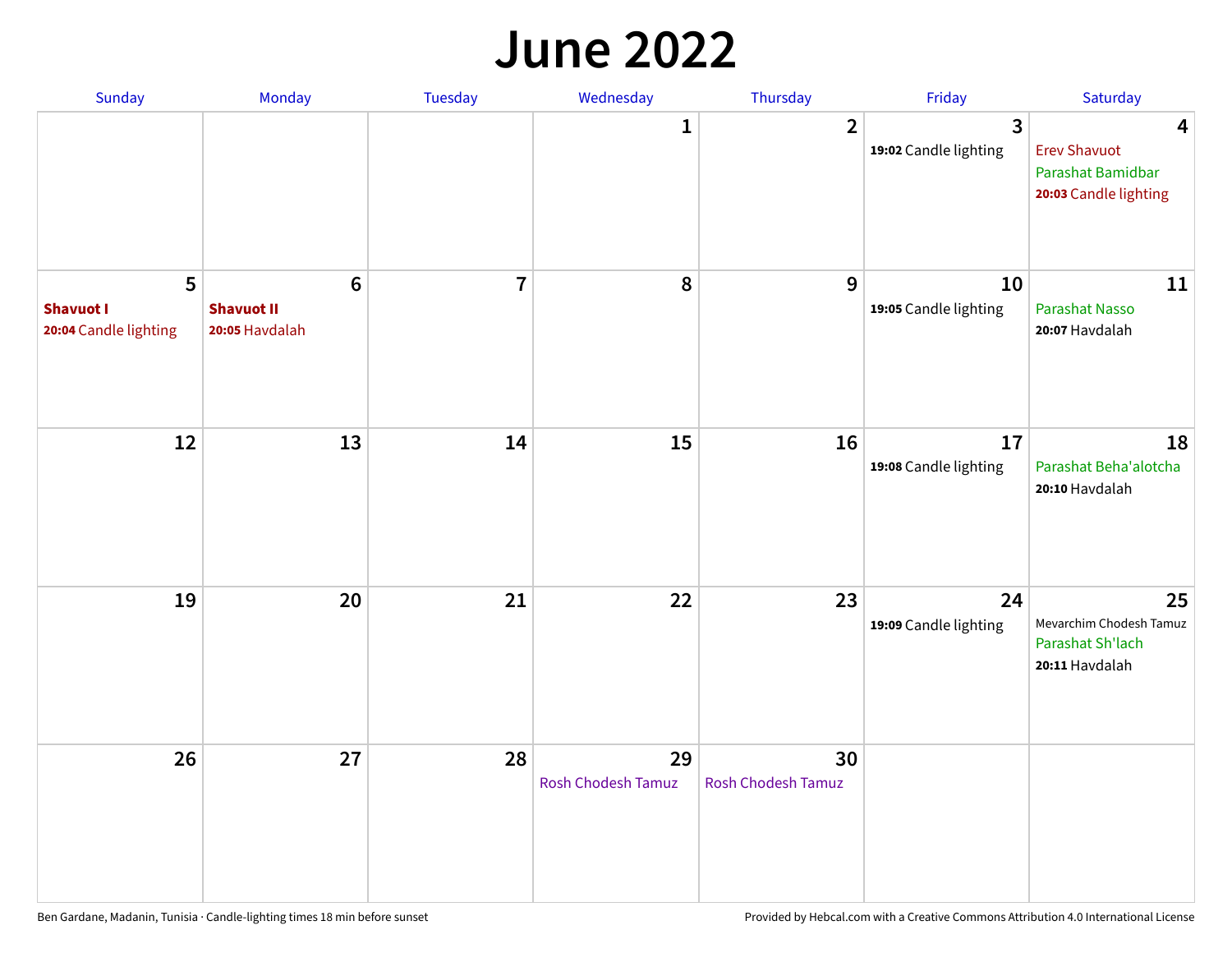# June 2022

| Sunday | Monday | Tuesday | Wednesday | Thursday | Friday | Saturday |
|---|---|---|---|---|---|---|
| | | | 1 | 2 | 3<br>**19:02** Candle lighting | 4<br>Erev Shavuot<br>Parashat Bamidbar<br>**20:03** Candle lighting |
| 5<br>**Shavuot I**<br>**20:04** Candle lighting | 6<br>**Shavuot II**<br>**20:05** Havdalah | 7 | 8 | 9 | 10<br>**19:05** Candle lighting | 11<br>Parashat Nasso<br>**20:07** Havdalah |
| 12 | 13 | 14 | 15 | 16 | 17<br>**19:08** Candle lighting | 18<br>Parashat Beha'alotcha<br>**20:10** Havdalah |
| 19 | 20 | 21 | 22 | 23 | 24<br>**19:09** Candle lighting | 25<br>Mevarchim Chodesh Tamuz<br>Parashat Sh'lach<br>**20:11** Havdalah |
| 26 | 27 | 28 | 29<br>Rosh Chodesh Tamuz | 30<br>Rosh Chodesh Tamuz | | |

Ben Gardane, Madanin, Tunisia · Candle-lighting times 18 min before sunset

Provided by Hebcal.com with a Creative Commons Attribution 4.0 International License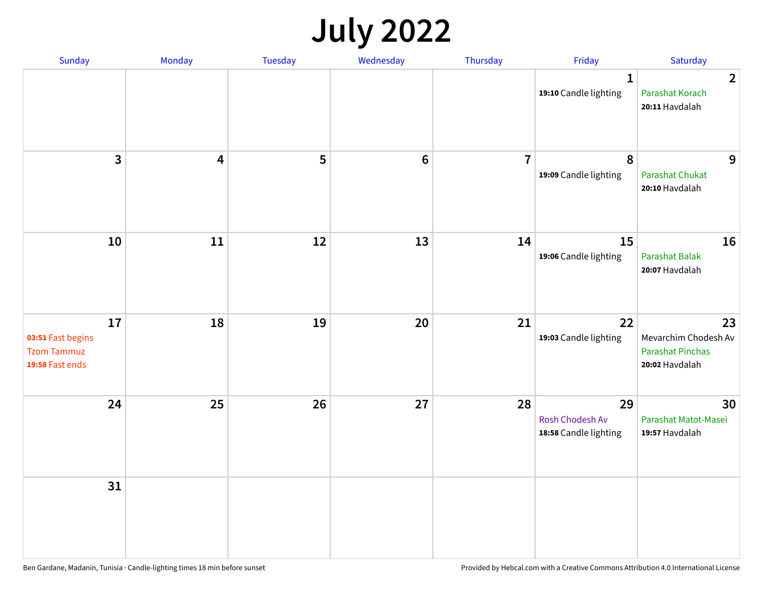# July 2022

| Sunday | Monday | Tuesday | Wednesday | Thursday | Friday | Saturday |
|---|---|---|---|---|---|---|
| | | | | | 1<br>**19:10** Candle lighting | 2<br>Parashat Korach<br>**20:11** Havdalah |
| 3 | 4 | 5 | 6 | 7 | 8<br>**19:09** Candle lighting | 9<br>Parashat Chukat<br>**20:10** Havdalah |
| 10 | 11 | 12 | 13 | 14 | 15<br>**19:06** Candle lighting | 16<br>Parashat Balak<br>**20:07** Havdalah |
| 17<br>**03:51** Fast begins<br>Tzom Tammuz<br>**19:58** Fast ends | 18 | 19 | 20 | 21 | 22<br>**19:03** Candle lighting | 23<br>Mevarchim Chodesh Av<br>Parashat Pinchas<br>**20:02** Havdalah |
| 24 | 25 | 26 | 27 | 28 | 29<br>Rosh Chodesh Av<br>**18:58** Candle lighting | 30<br>Parashat Matot-Masei<br>**19:57** Havdalah |
| 31 | | | | | | |

Ben Gardane, Madanin, Tunisia · Candle-lighting times 18 min before sunset

Provided by Hebcal.com with a Creative Commons Attribution 4.0 International License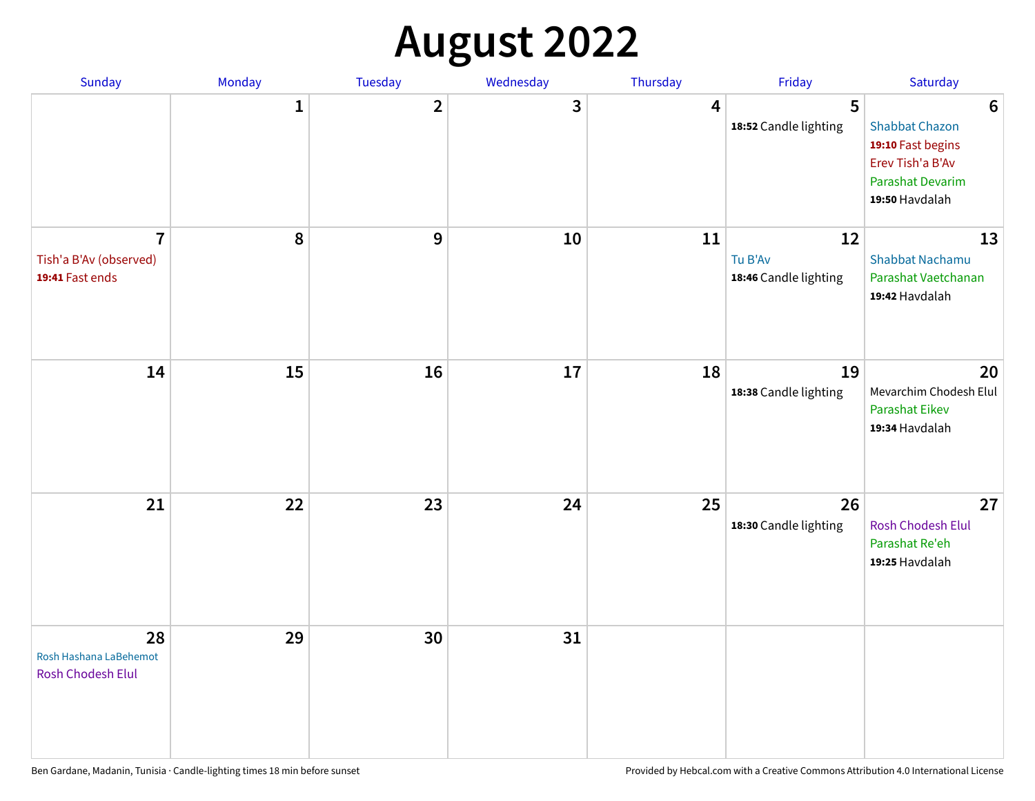# August 2022

| Sunday | Monday | Tuesday | Wednesday | Thursday | Friday | Saturday |
|---|---|---|---|---|---|---|
| | 1 | 2 | 3 | 4 | 5<br>**18:52** Candle lighting | 6<br>Shabbat Chazon<br>**19:10** Fast begins<br>Erev Tish'a B'Av<br>Parashat Devarim<br>**19:50** Havdalah |
| 7<br>Tish'a B'Av (observed)<br>**19:41** Fast ends | 8 | 9 | 10 | 11 | 12<br>Tu B'Av<br>**18:46** Candle lighting | 13<br>Shabbat Nachamu<br>Parashat Vaetchanan<br>**19:42** Havdalah |
| 14 | 15 | 16 | 17 | 18 | 19<br>**18:38** Candle lighting | 20<br>Mevarchim Chodesh Elul<br>Parashat Eikev<br>**19:34** Havdalah |
| 21 | 22 | 23 | 24 | 25 | 26<br>**18:30** Candle lighting | 27<br>Rosh Chodesh Elul<br>Parashat Re'eh<br>**19:25** Havdalah |
| 28<br>Rosh Hashana LaBehemot<br>Rosh Chodesh Elul | 29 | 30 | 31 | | | |

Ben Gardane, Madanin, Tunisia · Candle-lighting times 18 min before sunset

Provided by Hebcal.com with a Creative Commons Attribution 4.0 International License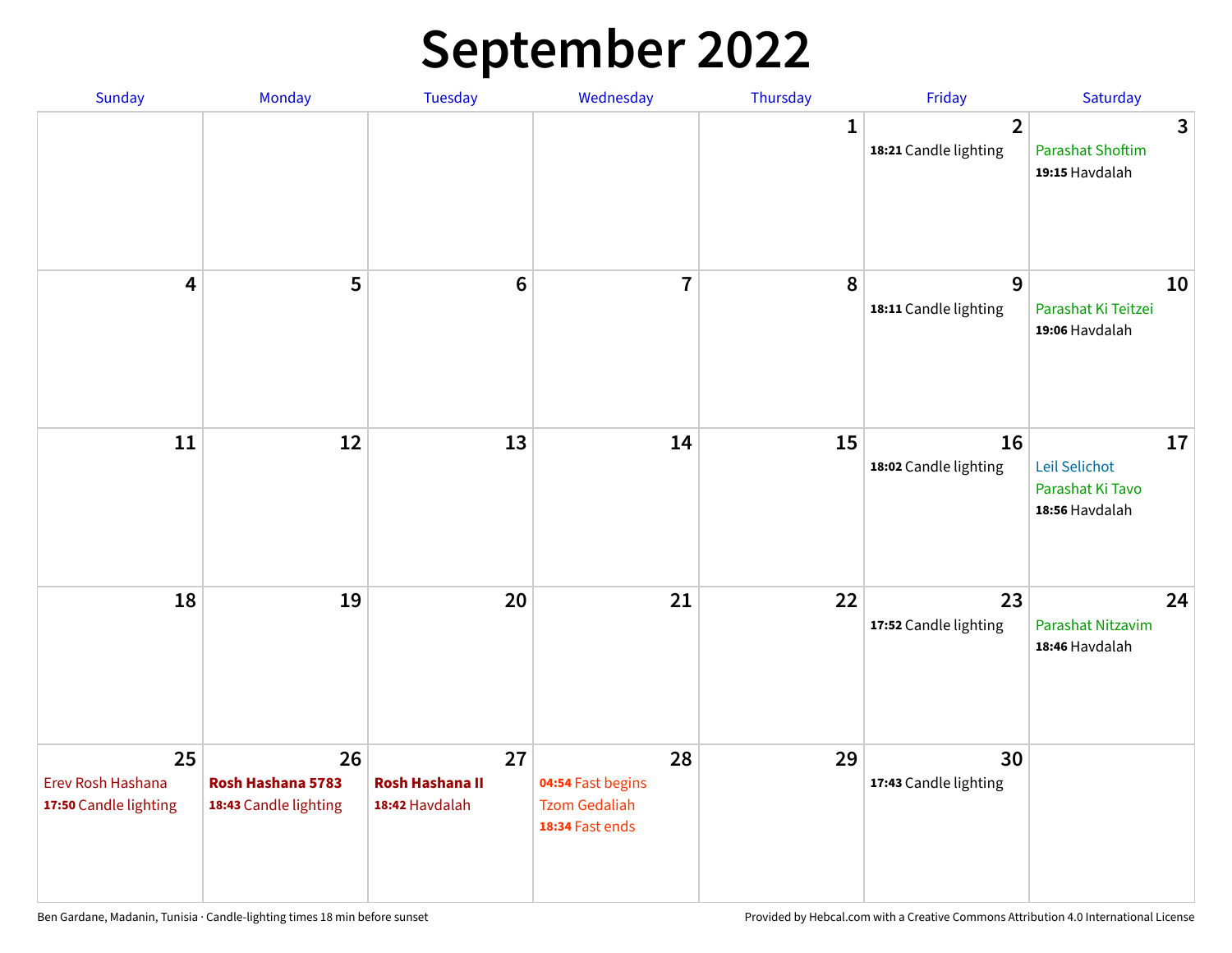# September 2022

| Sunday | Monday | Tuesday | Wednesday | Thursday | Friday | Saturday |
|---|---|---|---|---|---|---|
| | | | | 1 | 2<br>**18:21** Candle lighting | 3<br>Parashat Shoftim<br>**19:15** Havdalah |
| 4 | 5 | 6 | 7 | 8 | 9<br>**18:11** Candle lighting | 10<br>Parashat Ki Teitzei<br>**19:06** Havdalah |
| 11 | 12 | 13 | 14 | 15 | 16<br>**18:02** Candle lighting | 17<br>Leil Selichot<br>Parashat Ki Tavo<br>**18:56** Havdalah |
| 18 | 19 | 20 | 21 | 22 | 23<br>**17:52** Candle lighting | 24<br>Parashat Nitzavim<br>**18:46** Havdalah |
| 25<br>Erev Rosh Hashana<br>**17:50** Candle lighting | 26<br>**Rosh Hashana 5783**<br>**18:43** Candle lighting | 27<br>**Rosh Hashana II**<br>**18:42** Havdalah | 28<br>**04:54** Fast begins<br>Tzom Gedaliah<br>**18:34** Fast ends | 29 | 30<br>**17:43** Candle lighting | |

Ben Gardane, Madanin, Tunisia · Candle-lighting times 18 min before sunset

Provided by Hebcal.com with a Creative Commons Attribution 4.0 International License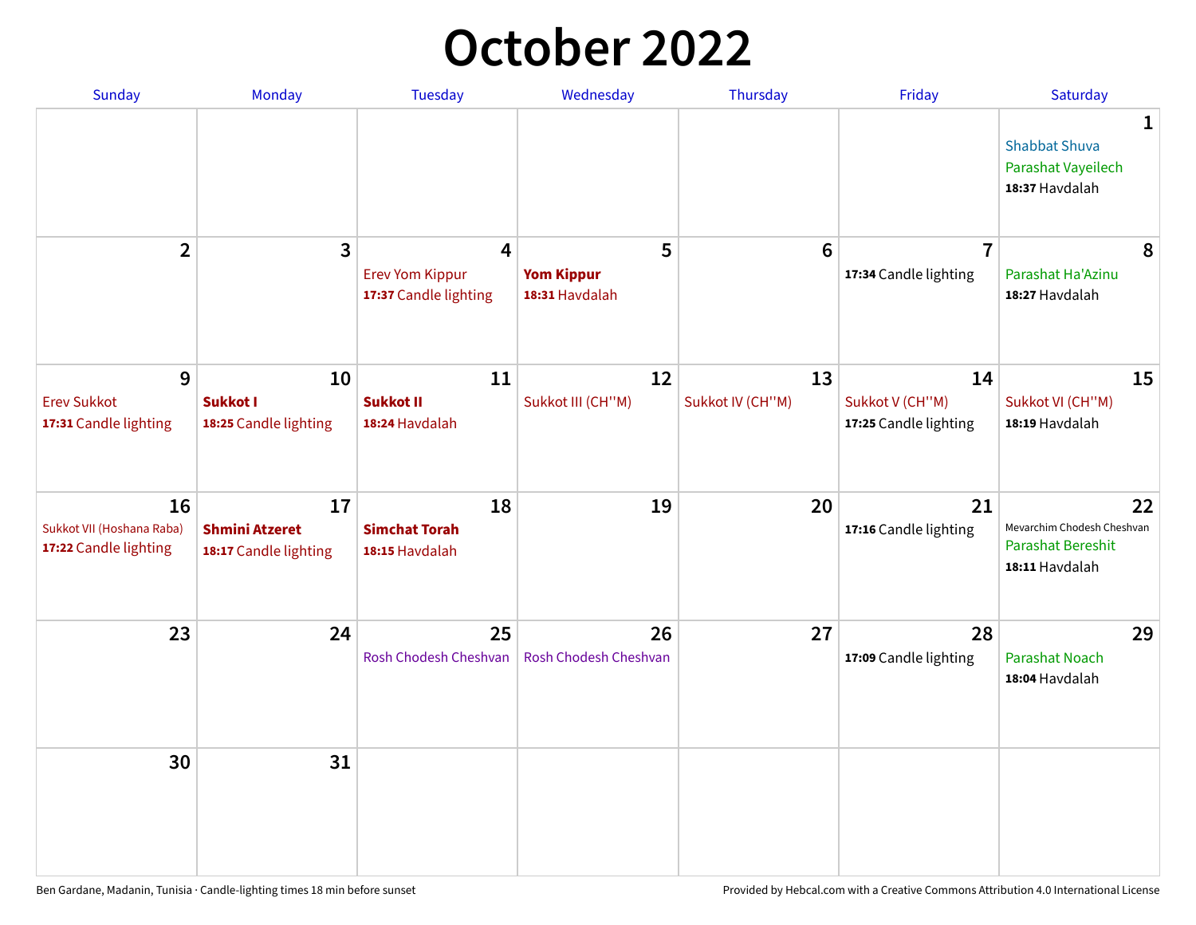# October 2022

| Sunday | Monday | Tuesday | Wednesday | Thursday | Friday | Saturday |
|---|---|---|---|---|---|---|
| | | | | | | **1** Shabbat Shuva<br>Parashat Vayeilech<br>**18:37** Havdalah |
| **2** | **3** | **4** Erev Yom Kippur<br>**17:37** Candle lighting | **5** **Yom Kippur**<br>**18:31** Havdalah | **6** | **7** **17:34** Candle lighting | **8** Parashat Ha'Azinu<br>**18:27** Havdalah |
| **9** Erev Sukkot<br>**17:31** Candle lighting | **10** **Sukkot I**<br>**18:25** Candle lighting | **11** **Sukkot II**<br>**18:24** Havdalah | **12** Sukkot III (CH''M) | **13** Sukkot IV (CH''M) | **14** Sukkot V (CH''M)<br>**17:25** Candle lighting | **15** Sukkot VI (CH''M)<br>**18:19** Havdalah |
| **16** Sukkot VII (Hoshana Raba)<br>**17:22** Candle lighting | **17** **Shmini Atzeret**<br>**18:17** Candle lighting | **18** **Simchat Torah**<br>**18:15** Havdalah | **19** | **20** | **21** **17:16** Candle lighting | **22** Mevarchim Chodesh Cheshvan<br>Parashat Bereshit<br>**18:11** Havdalah |
| **23** | **24** | **25** Rosh Chodesh Cheshvan | **26** Rosh Chodesh Cheshvan | **27** | **28** **17:09** Candle lighting | **29** Parashat Noach<br>**18:04** Havdalah |
| **30** | **31** | | | | | |

Ben Gardane, Madanin, Tunisia · Candle-lighting times 18 min before sunset

Provided by Hebcal.com with a Creative Commons Attribution 4.0 International License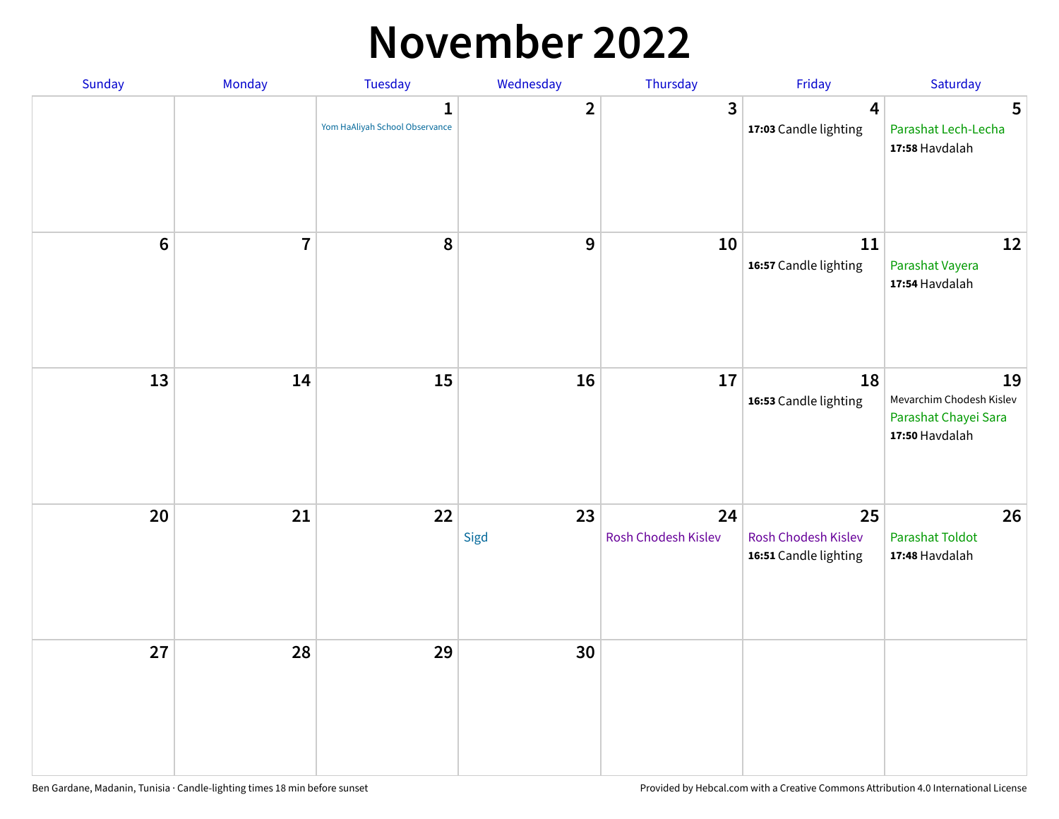# November 2022

| Sunday | Monday | Tuesday | Wednesday | Thursday | Friday | Saturday |
|---|---|---|---|---|---|---|
| | | 1<br>Yom HaAliyah School Observance | 2 | 3 | 4<br>**17:03** Candle lighting | 5<br>Parashat Lech-Lecha<br>**17:58** Havdalah |
| 6 | 7 | 8 | 9 | 10 | 11<br>**16:57** Candle lighting | 12<br>Parashat Vayera<br>**17:54** Havdalah |
| 13 | 14 | 15 | 16 | 17 | 18<br>**16:53** Candle lighting | 19<br>Mevarchim Chodesh Kislev<br>Parashat Chayei Sara<br>**17:50** Havdalah |
| 20 | 21 | 22 | 23<br>Sigd | 24<br>Rosh Chodesh Kislev | 25<br>Rosh Chodesh Kislev<br>**16:51** Candle lighting | 26<br>Parashat Toldot<br>**17:48** Havdalah |
| 27 | 28 | 29 | 30 | | | |

Ben Gardane, Madanin, Tunisia · Candle-lighting times 18 min before sunset

Provided by Hebcal.com with a Creative Commons Attribution 4.0 International License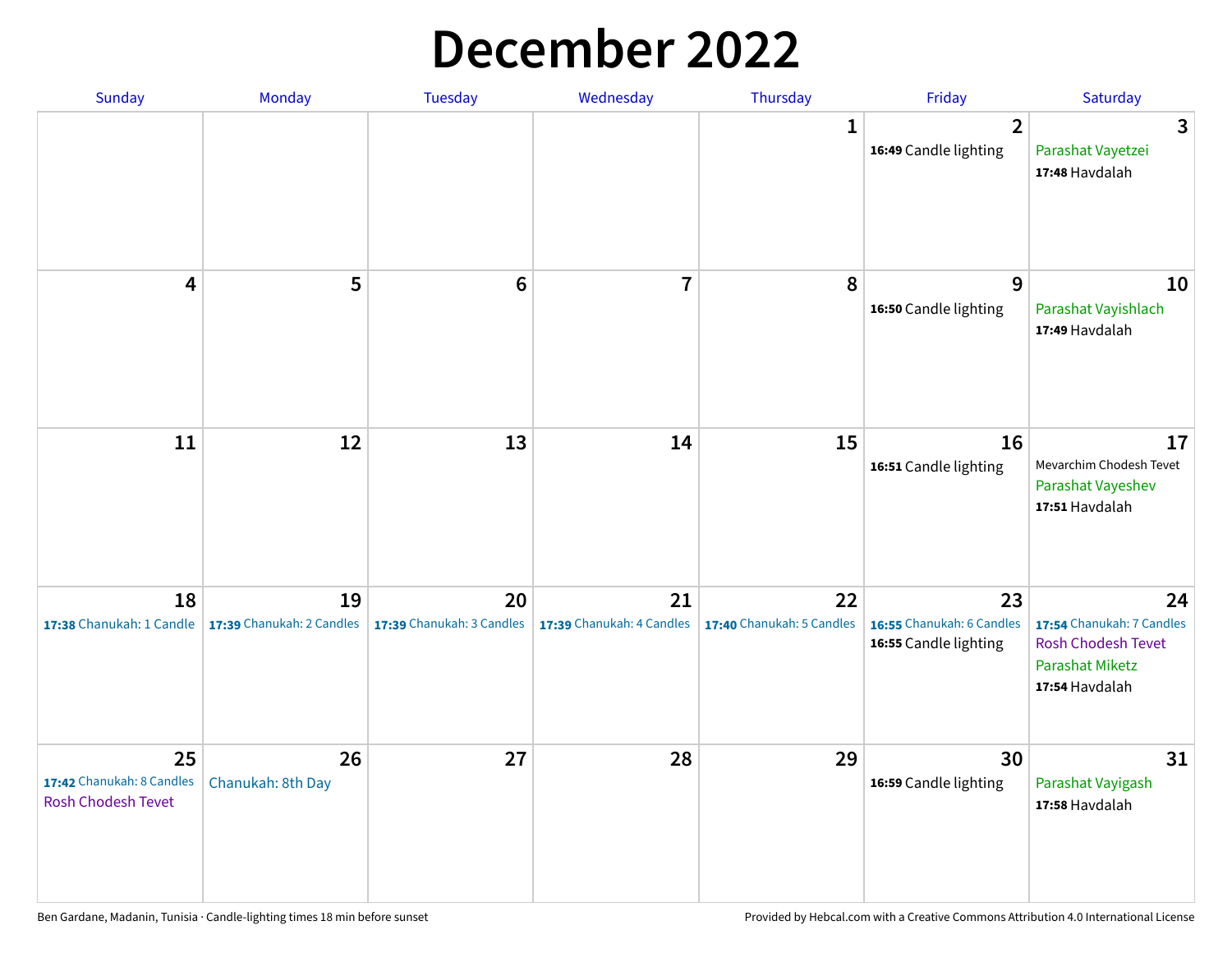# December 2022

| Sunday | Monday | Tuesday | Wednesday | Thursday | Friday | Saturday |
|---|---|---|---|---|---|---|
| | | | | 1 | 2<br>**16:49** Candle lighting | 3<br>Parashat Vayetzei<br>**17:48** Havdalah |
| 4 | 5 | 6 | 7 | 8 | 9<br>**16:50** Candle lighting | 10<br>Parashat Vayishlach<br>**17:49** Havdalah |
| 11 | 12 | 13 | 14 | 15 | 16<br>**16:51** Candle lighting | 17<br>Mevarchim Chodesh Tevet<br>Parashat Vayeshev<br>**17:51** Havdalah |
| 18<br>**17:38** Chanukah: 1 Candle | 19<br>**17:39** Chanukah: 2 Candles | 20<br>**17:39** Chanukah: 3 Candles | 21<br>**17:39** Chanukah: 4 Candles | 22<br>**17:40** Chanukah: 5 Candles | 23<br>**16:55** Chanukah: 6 Candles<br>**16:55** Candle lighting | 24<br>**17:54** Chanukah: 7 Candles<br>Rosh Chodesh Tevet<br>Parashat Miketz<br>**17:54** Havdalah |
| 25<br>**17:42** Chanukah: 8 Candles<br>Rosh Chodesh Tevet | 26<br>Chanukah: 8th Day | 27 | 28 | 29 | 30<br>**16:59** Candle lighting | 31<br>Parashat Vayigash<br>**17:58** Havdalah |

Ben Gardane, Madanin, Tunisia · Candle-lighting times 18 min before sunset

Provided by Hebcal.com with a Creative Commons Attribution 4.0 International License